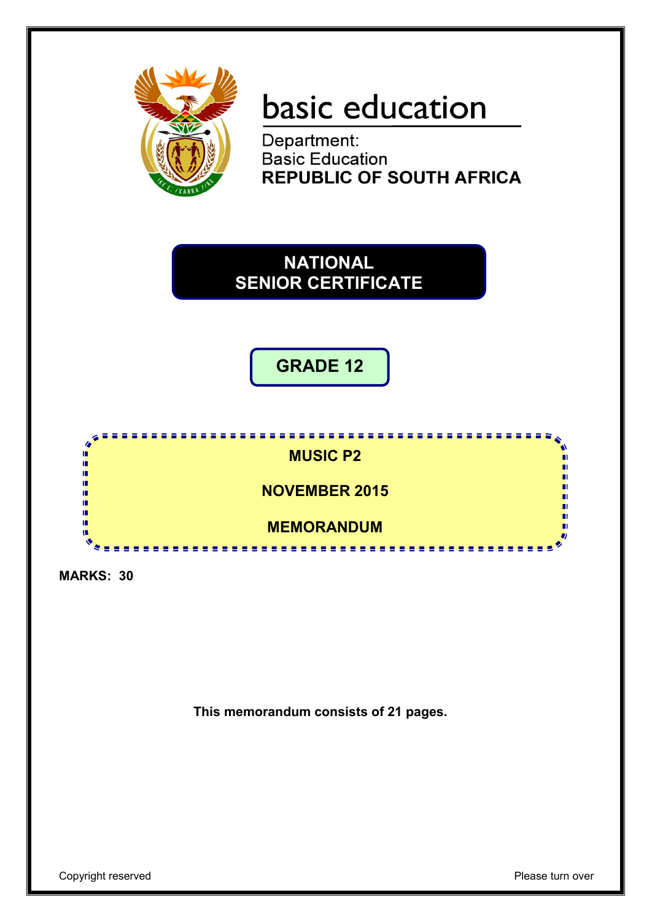basic education

Department:
Basic Education
**REPUBLIC OF SOUTH AFRICA**

# NATIONAL SENIOR CERTIFICATE

## GRADE 12

**MUSIC P2**

**NOVEMBER 2015**

**MEMORANDUM**

**MARKS: 30**

**This memorandum consists of 21 pages.**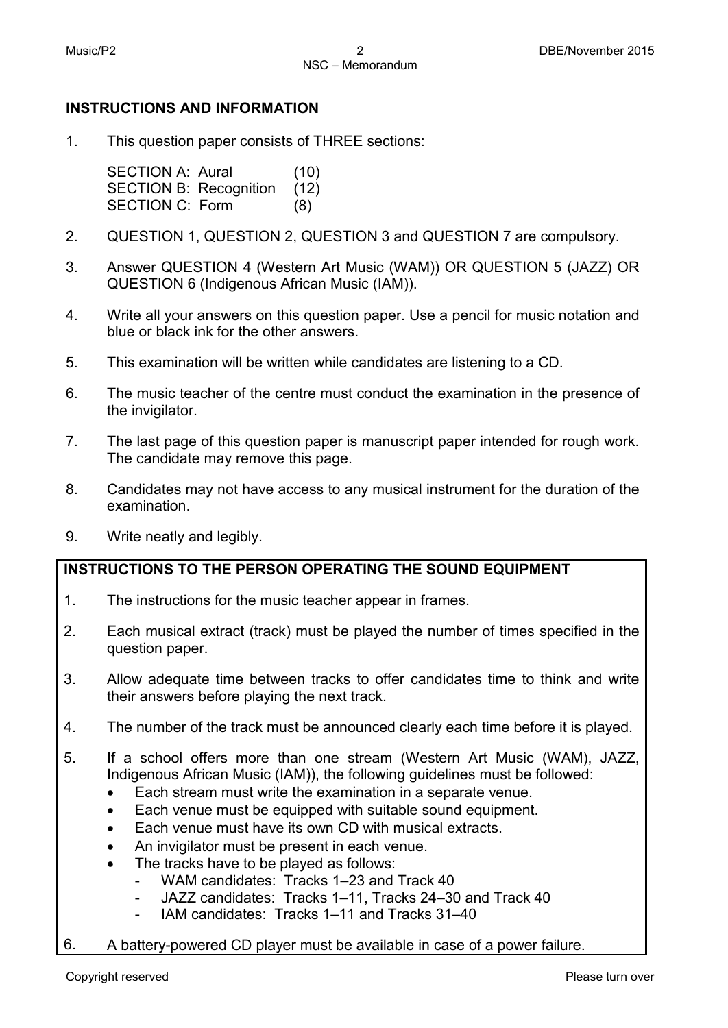## INSTRUCTIONS AND INFORMATION

1. This question paper consists of THREE sections:

   SECTION A: Aural (10)
   SECTION B: Recognition (12)
   SECTION C: Form (8)

2. QUESTION 1, QUESTION 2, QUESTION 3 and QUESTION 7 are compulsory.

3. Answer QUESTION 4 (Western Art Music (WAM)) OR QUESTION 5 (JAZZ) OR QUESTION 6 (Indigenous African Music (IAM)).

4. Write all your answers on this question paper. Use a pencil for music notation and blue or black ink for the other answers.

5. This examination will be written while candidates are listening to a CD.

6. The music teacher of the centre must conduct the examination in the presence of the invigilator.

7. The last page of this question paper is manuscript paper intended for rough work. The candidate may remove this page.

8. Candidates may not have access to any musical instrument for the duration of the examination.

9. Write neatly and legibly.

**INSTRUCTIONS TO THE PERSON OPERATING THE SOUND EQUIPMENT**

1. The instructions for the music teacher appear in frames.

2. Each musical extract (track) must be played the number of times specified in the question paper.

3. Allow adequate time between tracks to offer candidates time to think and write their answers before playing the next track.

4. The number of the track must be announced clearly each time before it is played.

5. If a school offers more than one stream (Western Art Music (WAM), JAZZ, Indigenous African Music (IAM)), the following guidelines must be followed:
   - Each stream must write the examination in a separate venue.
   - Each venue must be equipped with suitable sound equipment.
   - Each venue must have its own CD with musical extracts.
   - An invigilator must be present in each venue.
   - The tracks have to be played as follows:
     - WAM candidates: Tracks 1–23 and Track 40
     - JAZZ candidates: Tracks 1–11, Tracks 24–30 and Track 40
     - IAM candidates: Tracks 1–11 and Tracks 31–40

6. A battery-powered CD player must be available in case of a power failure.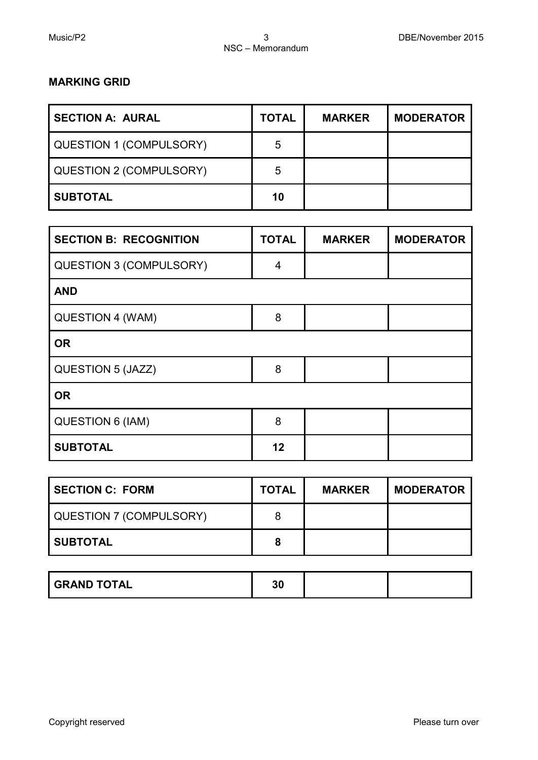**MARKING GRID**

| SECTION A: AURAL | TOTAL | MARKER | MODERATOR |
|---|---|---|---|
| QUESTION 1 (COMPULSORY) | 5 | | |
| QUESTION 2 (COMPULSORY) | 5 | | |
| **SUBTOTAL** | **10** | | |

| SECTION B: RECOGNITION | TOTAL | MARKER | MODERATOR |
|---|---|---|---|
| QUESTION 3 (COMPULSORY) | 4 | | |
| **AND** | | | |
| QUESTION 4 (WAM) | 8 | | |
| **OR** | | | |
| QUESTION 5 (JAZZ) | 8 | | |
| **OR** | | | |
| QUESTION 6 (IAM) | 8 | | |
| **SUBTOTAL** | **12** | | |

| SECTION C: FORM | TOTAL | MARKER | MODERATOR |
|---|---|---|---|
| QUESTION 7 (COMPULSORY) | 8 | | |
| **SUBTOTAL** | **8** | | |

| | | | |
|---|---|---|---|
| **GRAND TOTAL** | **30** | | |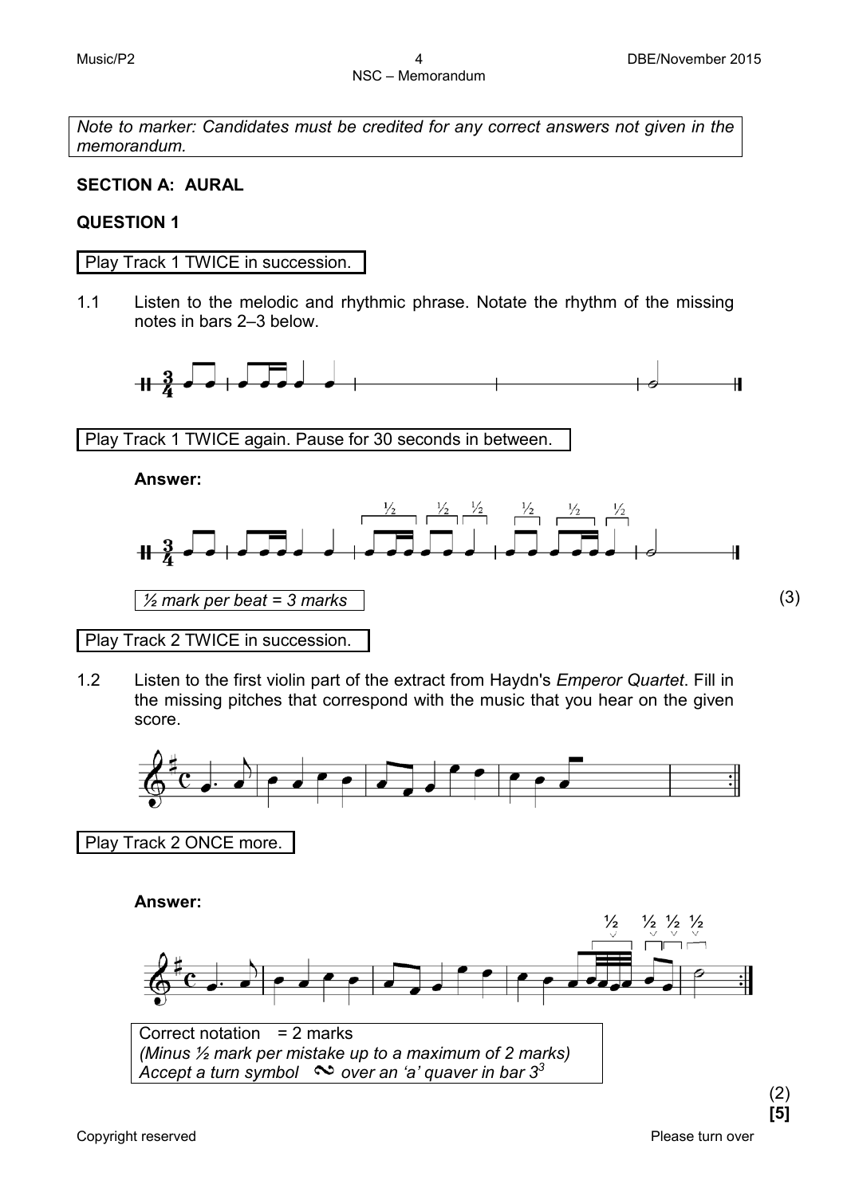*Note to marker: Candidates must be credited for any correct answers not given in the memorandum.*

## SECTION A: AURAL

### QUESTION 1

Play Track 1 TWICE in succession.

1.1 Listen to the melodic and rhythmic phrase. Notate the rhythm of the missing notes in bars 2–3 below.

Play Track 1 TWICE again. Pause for 30 seconds in between.

**Answer:**

*½ mark per beat = 3 marks*

(3)

Play Track 2 TWICE in succession.

1.2 Listen to the first violin part of the extract from Haydn's *Emperor Quartet*. Fill in the missing pitches that correspond with the music that you hear on the given score.

Play Track 2 ONCE more.

**Answer:**

Correct notation = 2 marks
*(Minus ½ mark per mistake up to a maximum of 2 marks)*
*Accept a turn symbol ~ over an 'a' quaver in bar 3*[3]

(2)
**[5]**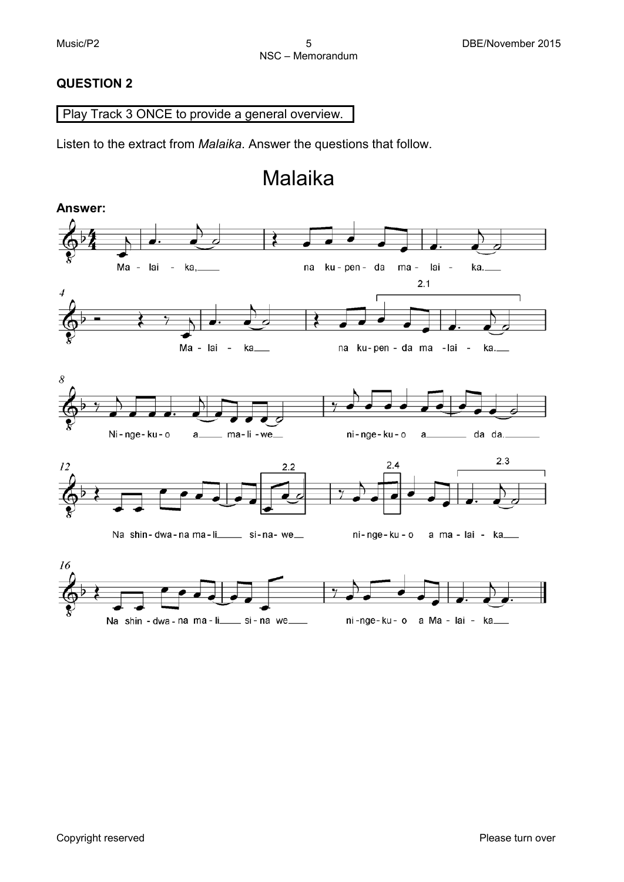## QUESTION 2

Play Track 3 ONCE to provide a general overview.

Listen to the extract from *Malaika*. Answer the questions that follow.

# Malaika

**Answer:**

Ma - lai - ka, na ku - pen - da ma - lai - ka.

Ma - lai - ka na ku - pen - da ma - lai - ka.

Ni - nge - ku - o a ma - li - we ni - nge - ku - o a da da.

Na shin - dwa - na ma - li si - na - we ni - nge - ku - o a ma - lai - ka

Na shin - dwa - na ma - li si - na we ni - nge - ku - o a Ma - lai - ka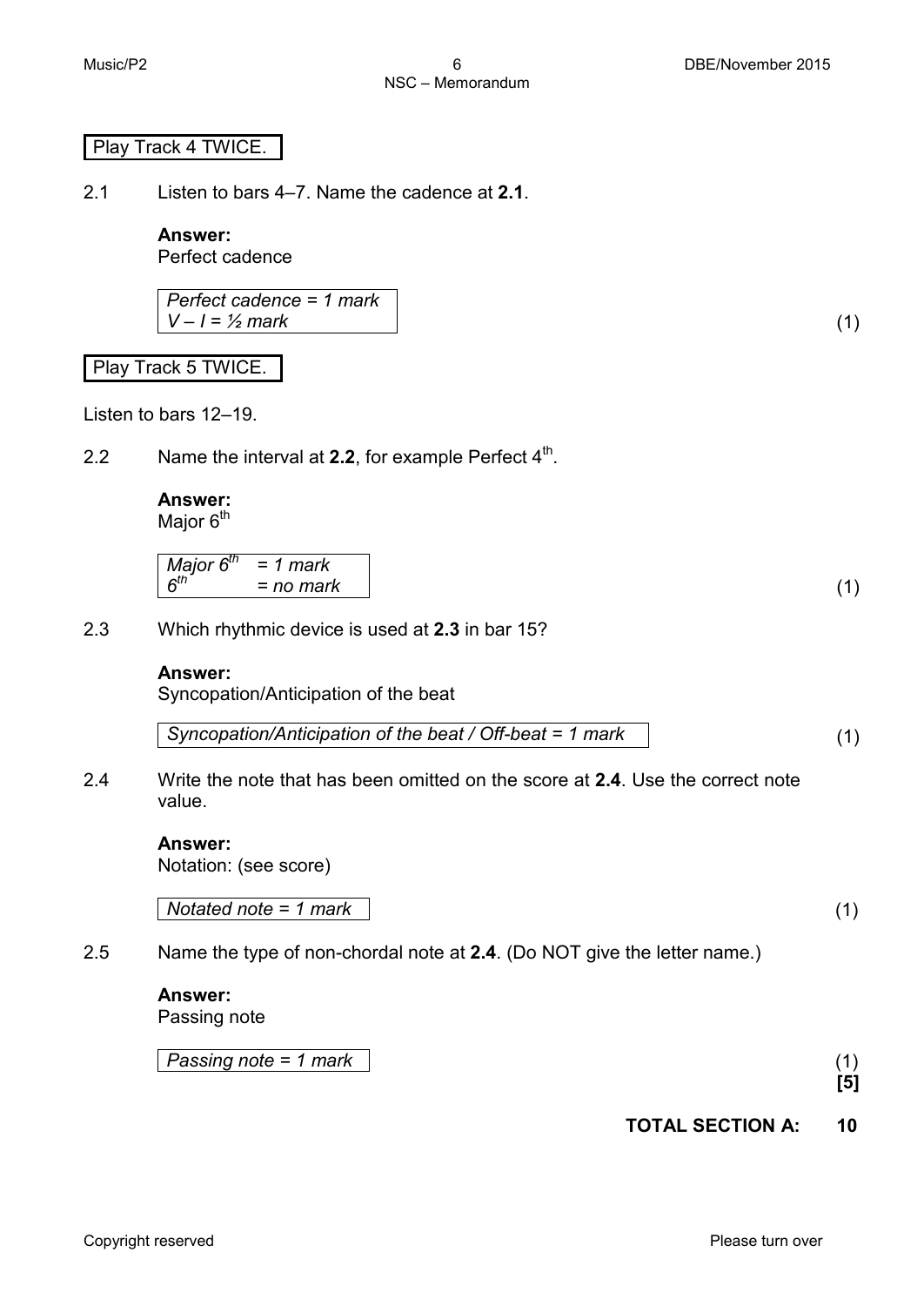Play Track 4 TWICE.

2.1 Listen to bars 4–7. Name the cadence at **2.1**.

**Answer:**
Perfect cadence

*Perfect cadence = 1 mark*
*V – I = ½ mark* (1)

Play Track 5 TWICE.

Listen to bars 12–19.

2.2 Name the interval at **2.2**, for example Perfect 4$^{th}$.

**Answer:**
Major 6$^{th}$

*Major 6$^{th}$ = 1 mark*
*6$^{th}$ = no mark* (1)

2.3 Which rhythmic device is used at **2.3** in bar 15?

**Answer:**
Syncopation/Anticipation of the beat

*Syncopation/Anticipation of the beat / Off-beat = 1 mark* (1)

2.4 Write the note that has been omitted on the score at **2.4**. Use the correct note value.

**Answer:**
Notation: (see score)

*Notated note = 1 mark* (1)

2.5 Name the type of non-chordal note at **2.4**. (Do NOT give the letter name.)

**Answer:**
Passing note

*Passing note = 1 mark* (1)
**[5]**

**TOTAL SECTION A: 10**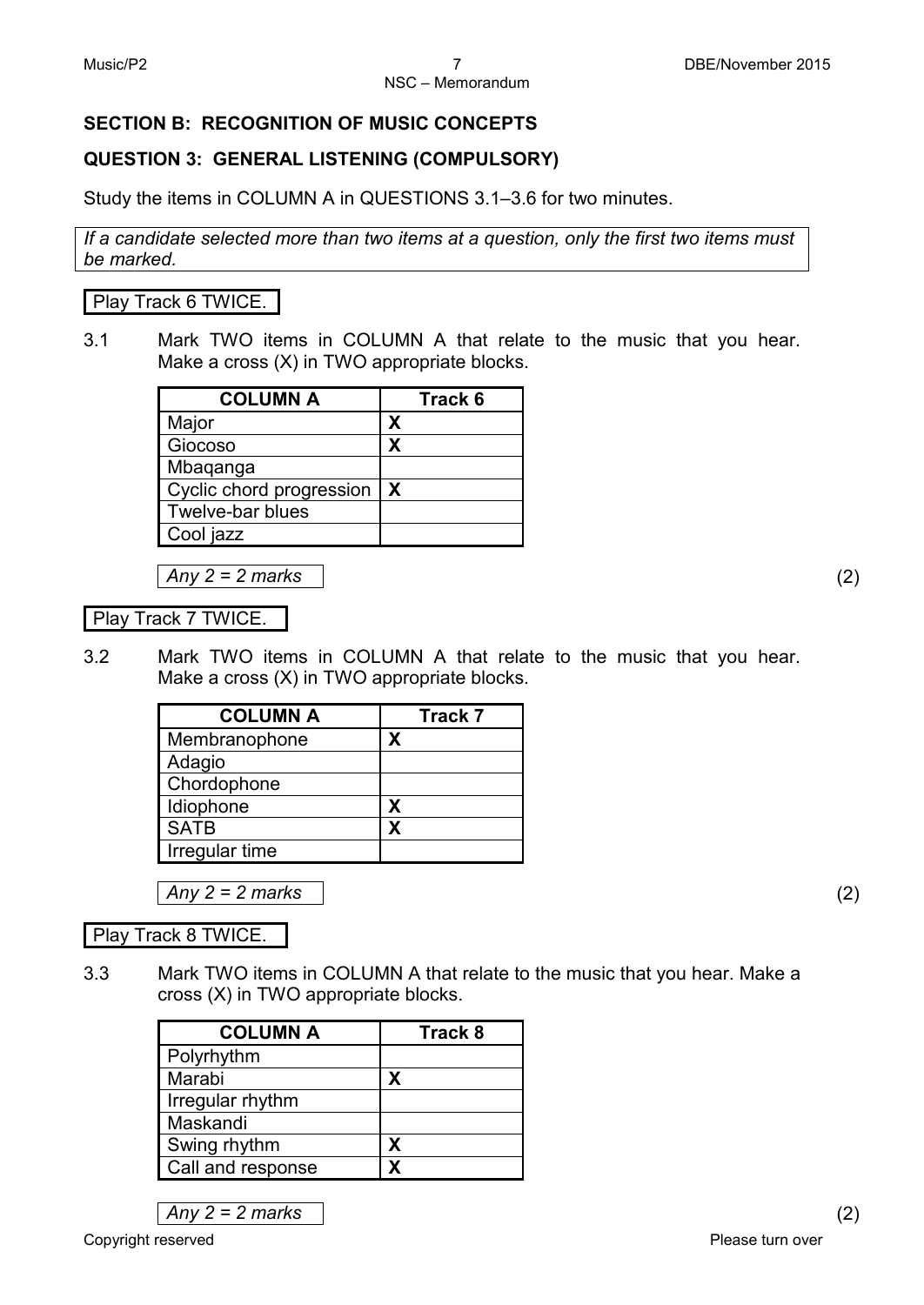## SECTION B: RECOGNITION OF MUSIC CONCEPTS

### QUESTION 3: GENERAL LISTENING (COMPULSORY)

Study the items in COLUMN A in QUESTIONS 3.1–3.6 for two minutes.

*If a candidate selected more than two items at a question, only the first two items must be marked.*

Play Track 6 TWICE.

3.1 Mark TWO items in COLUMN A that relate to the music that you hear. Make a cross (X) in TWO appropriate blocks.

| COLUMN A | Track 6 |
|---|---|
| Major | X |
| Giocoso | X |
| Mbaqanga | |
| Cyclic chord progression | X |
| Twelve-bar blues | |
| Cool jazz | |

*Any 2 = 2 marks* (2)

Play Track 7 TWICE.

3.2 Mark TWO items in COLUMN A that relate to the music that you hear. Make a cross (X) in TWO appropriate blocks.

| COLUMN A | Track 7 |
|---|---|
| Membranophone | X |
| Adagio | |
| Chordophone | |
| Idiophone | X |
| SATB | X |
| Irregular time | |

*Any 2 = 2 marks* (2)

Play Track 8 TWICE.

3.3 Mark TWO items in COLUMN A that relate to the music that you hear. Make a cross (X) in TWO appropriate blocks.

| COLUMN A | Track 8 |
|---|---|
| Polyrhythm | |
| Marabi | X |
| Irregular rhythm | |
| Maskandi | |
| Swing rhythm | X |
| Call and response | X |

*Any 2 = 2 marks* (2)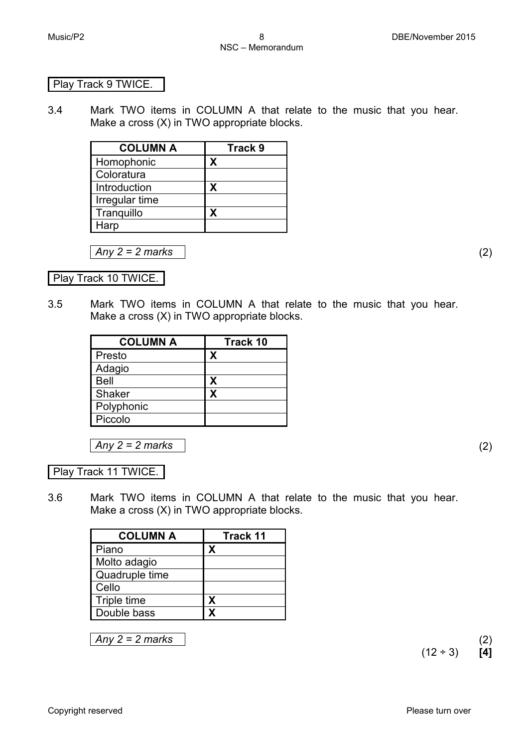Play Track 9 TWICE.

3.4 Mark TWO items in COLUMN A that relate to the music that you hear. Make a cross (X) in TWO appropriate blocks.

| COLUMN A | Track 9 |
|---|---|
| Homophonic | X |
| Coloratura | |
| Introduction | X |
| Irregular time | |
| Tranquillo | X |
| Harp | |

*Any 2 = 2 marks* (2)

Play Track 10 TWICE.

3.5 Mark TWO items in COLUMN A that relate to the music that you hear. Make a cross (X) in TWO appropriate blocks.

| COLUMN A | Track 10 |
|---|---|
| Presto | X |
| Adagio | |
| Bell | X |
| Shaker | X |
| Polyphonic | |
| Piccolo | |

*Any 2 = 2 marks* (2)

Play Track 11 TWICE.

3.6 Mark TWO items in COLUMN A that relate to the music that you hear. Make a cross (X) in TWO appropriate blocks.

| COLUMN A | Track 11 |
|---|---|
| Piano | X |
| Molto adagio | |
| Quadruple time | |
| Cello | |
| Triple time | X |
| Double bass | X |

*Any 2 = 2 marks* (2)

(12 ÷ 3) **[4]**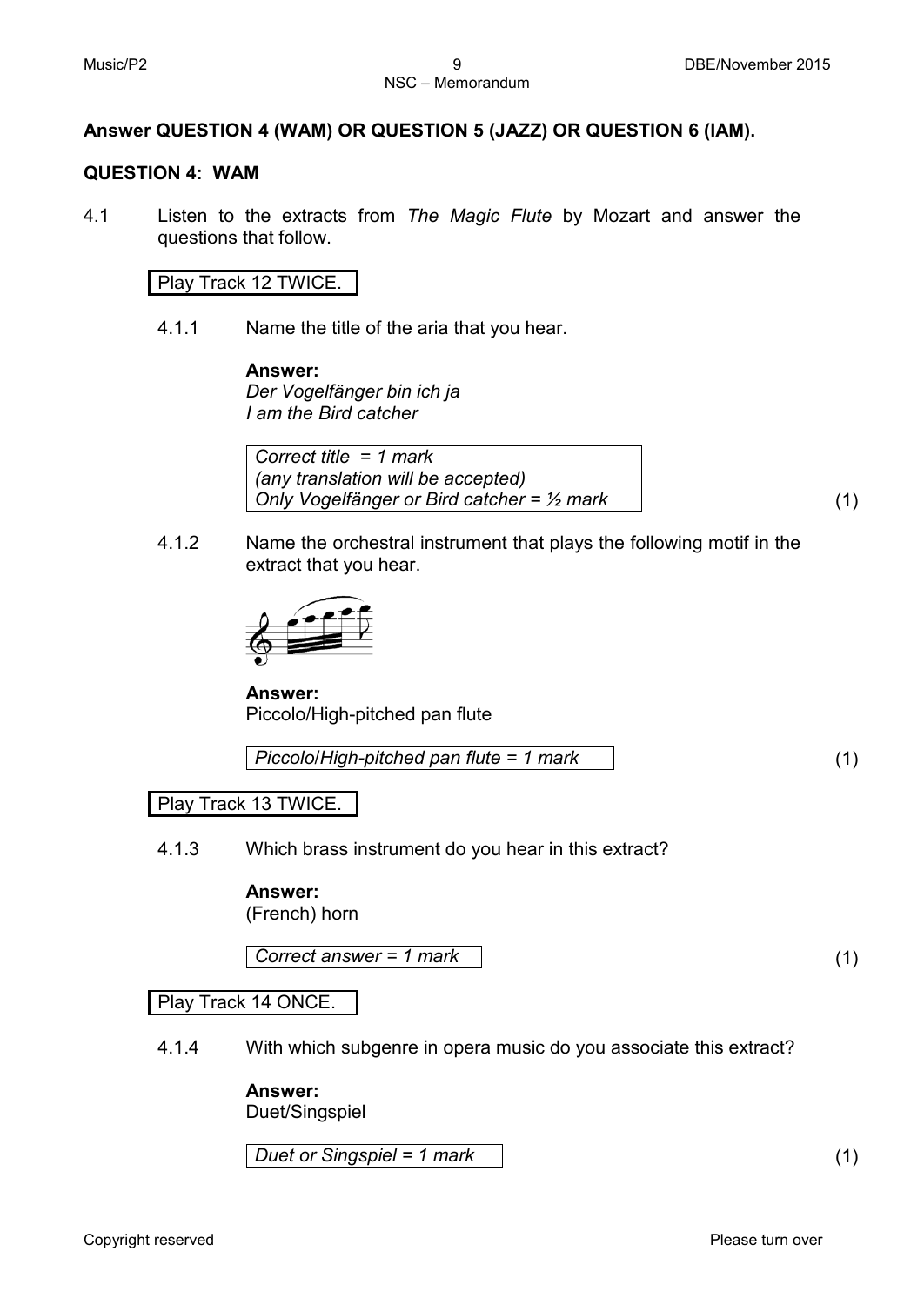**Answer QUESTION 4 (WAM) OR QUESTION 5 (JAZZ) OR QUESTION 6 (IAM).**

## QUESTION 4: WAM

4.1 Listen to the extracts from *The Magic Flute* by Mozart and answer the questions that follow.

Play Track 12 TWICE.

4.1.1 Name the title of the aria that you hear.

**Answer:**
*Der Vogelfänger bin ich ja*
*I am the Bird catcher*

*Correct title = 1 mark*
*(any translation will be accepted)*
*Only Vogelfänger or Bird catcher = ½ mark* (1)

4.1.2 Name the orchestral instrument that plays the following motif in the extract that you hear.

**Answer:**
Piccolo/High-pitched pan flute

*Piccolo/High-pitched pan flute = 1 mark* (1)

Play Track 13 TWICE.

4.1.3 Which brass instrument do you hear in this extract?

**Answer:**
(French) horn

*Correct answer = 1 mark* (1)

Play Track 14 ONCE.

4.1.4 With which subgenre in opera music do you associate this extract?

**Answer:**
Duet/Singspiel

*Duet or Singspiel = 1 mark* (1)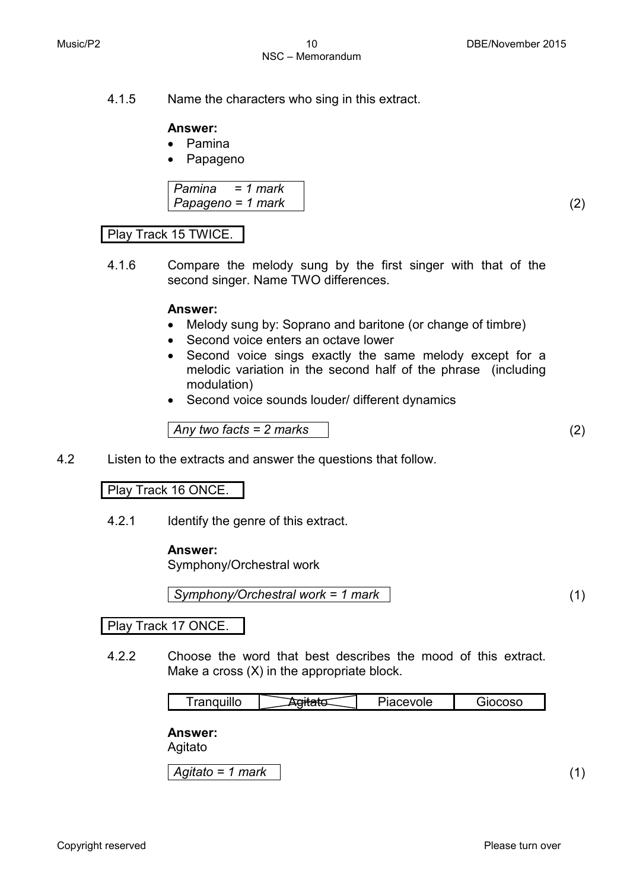4.1.5 Name the characters who sing in this extract.

**Answer:**

- Pamina
- Papageno

| *Pamina = 1 mark* |
|---|
| *Papageno = 1 mark* |

(2)

| Play Track 15 TWICE. |
|---|

4.1.6 Compare the melody sung by the first singer with that of the second singer. Name TWO differences.

**Answer:**

- Melody sung by: Soprano and baritone (or change of timbre)
- Second voice enters an octave lower
- Second voice sings exactly the same melody except for a melodic variation in the second half of the phrase (including modulation)
- Second voice sounds louder/ different dynamics

| *Any two facts = 2 marks* |
|---|

(2)

4.2 Listen to the extracts and answer the questions that follow.

| Play Track 16 ONCE. |
|---|

4.2.1 Identify the genre of this extract.

**Answer:**
Symphony/Orchestral work

| *Symphony/Orchestral work = 1 mark* |
|---|

(1)

| Play Track 17 ONCE. |
|---|

4.2.2 Choose the word that best describes the mood of this extract. Make a cross (X) in the appropriate block.

| Tranquillo | ~~Agitato~~ (X) | Piacevole | Giocoso |
|---|---|---|---|

**Answer:**
Agitato

| *Agitato = 1 mark* |
|---|

(1)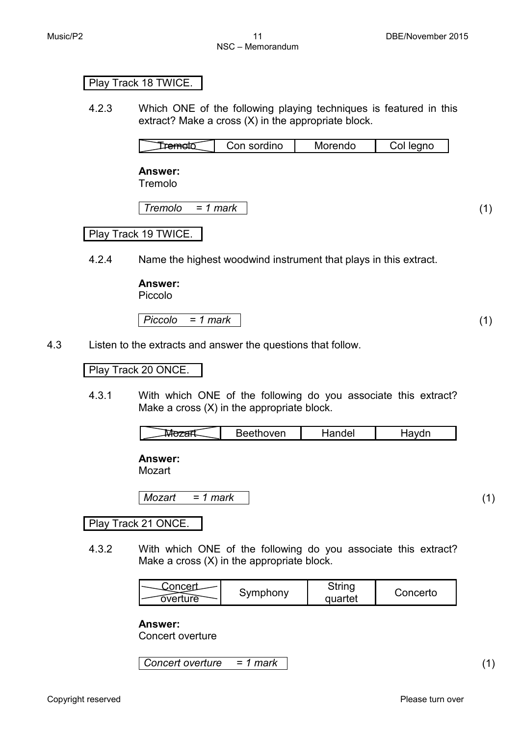Play Track 18 TWICE.

4.2.3 Which ONE of the following playing techniques is featured in this extract? Make a cross (X) in the appropriate block.

| ~~Tremolo~~ | Con sordino | Morendo | Col legno |
|---|---|---|---|

**Answer:**
Tremolo

| *Tremolo = 1 mark* |
|---|

(1)

Play Track 19 TWICE.

4.2.4 Name the highest woodwind instrument that plays in this extract.

**Answer:**
Piccolo

| *Piccolo = 1 mark* |
|---|

(1)

4.3 Listen to the extracts and answer the questions that follow.

Play Track 20 ONCE.

4.3.1 With which ONE of the following do you associate this extract? Make a cross (X) in the appropriate block.

| ~~Mozart~~ | Beethoven | Handel | Haydn |
|---|---|---|---|

**Answer:**
Mozart

| *Mozart = 1 mark* |
|---|

(1)

Play Track 21 ONCE.

4.3.2 With which ONE of the following do you associate this extract? Make a cross (X) in the appropriate block.

| ~~Concert overture~~ | Symphony | String quartet | Concerto |
|---|---|---|---|

**Answer:**
Concert overture

| *Concert overture = 1 mark* |
|---|

(1)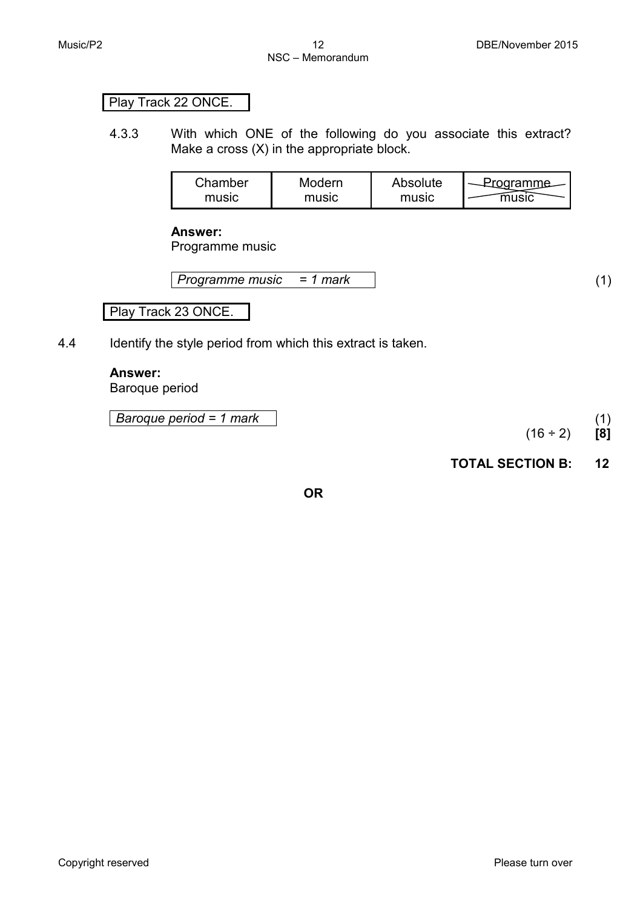Play Track 22 ONCE.

4.3.3 With which ONE of the following do you associate this extract? Make a cross (X) in the appropriate block.

| Chamber music | Modern music | Absolute music | ~~Programme music~~ (X) |
|---|---|---|---|

**Answer:**
Programme music

*Programme music = 1 mark* (1)

Play Track 23 ONCE.

4.4 Identify the style period from which this extract is taken.

**Answer:**
Baroque period

*Baroque period = 1 mark* (1)

(16 ÷ 2) **[8]**

**TOTAL SECTION B: 12**

**OR**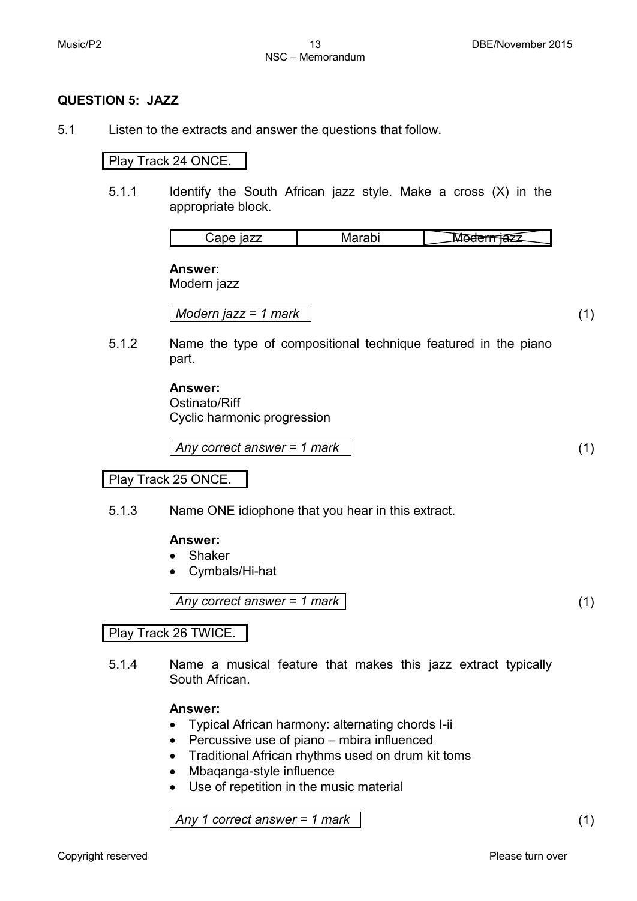## QUESTION 5: JAZZ

5.1 Listen to the extracts and answer the questions that follow.

Play Track 24 ONCE.

5.1.1 Identify the South African jazz style. Make a cross (X) in the appropriate block.

| Cape jazz | Marabi | Modern jazz (X) |
|---|---|---|

**Answer**:
Modern jazz

*Modern jazz = 1 mark* (1)

5.1.2 Name the type of compositional technique featured in the piano part.

**Answer:**
Ostinato/Riff
Cyclic harmonic progression

*Any correct answer = 1 mark* (1)

Play Track 25 ONCE.

5.1.3 Name ONE idiophone that you hear in this extract.

**Answer:**

- Shaker
- Cymbals/Hi-hat

*Any correct answer = 1 mark* (1)

Play Track 26 TWICE.

5.1.4 Name a musical feature that makes this jazz extract typically South African.

**Answer:**

- Typical African harmony: alternating chords I-ii
- Percussive use of piano – mbira influenced
- Traditional African rhythms used on drum kit toms
- Mbaqanga-style influence
- Use of repetition in the music material

*Any 1 correct answer = 1 mark* (1)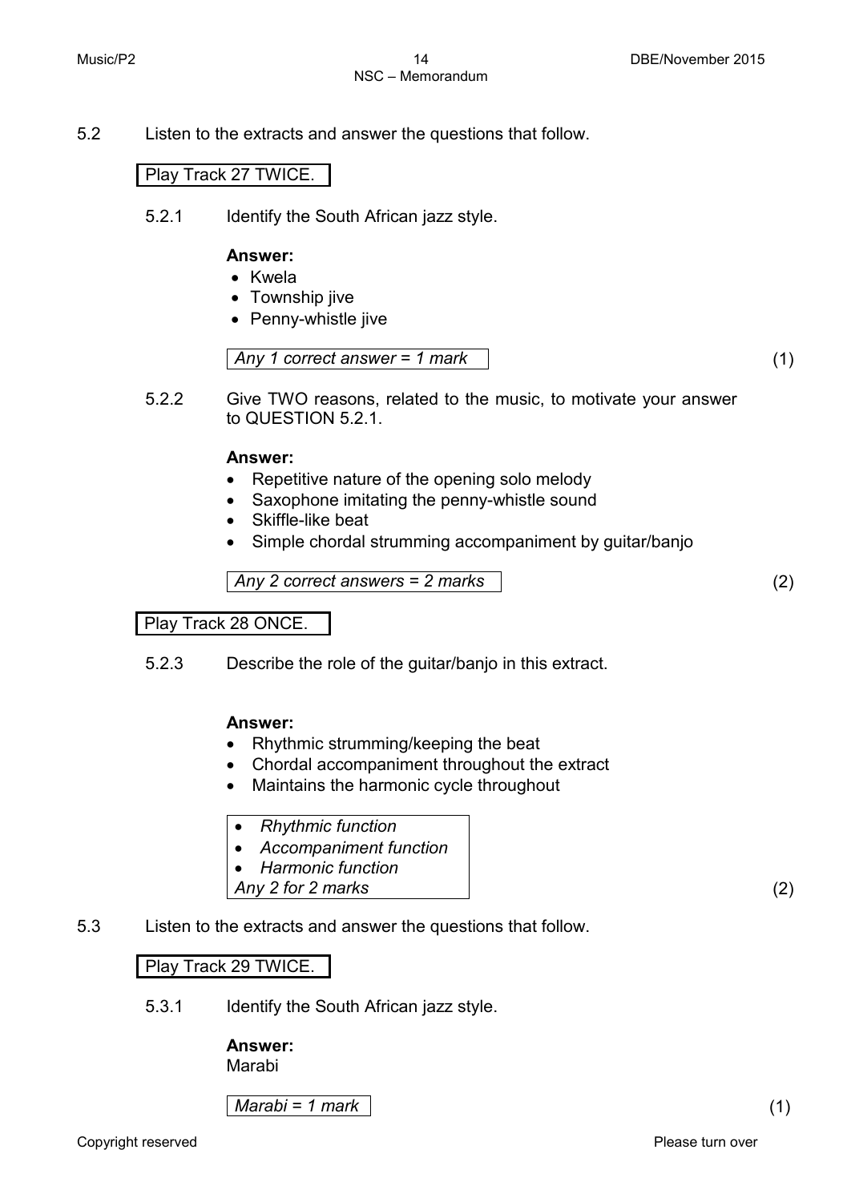5.2 Listen to the extracts and answer the questions that follow.

Play Track 27 TWICE.

5.2.1 Identify the South African jazz style.

**Answer:**

- Kwela
- Township jive
- Penny-whistle jive

*Any 1 correct answer = 1 mark* (1)

5.2.2 Give TWO reasons, related to the music, to motivate your answer to QUESTION 5.2.1.

**Answer:**

- Repetitive nature of the opening solo melody
- Saxophone imitating the penny-whistle sound
- Skiffle-like beat
- Simple chordal strumming accompaniment by guitar/banjo

*Any 2 correct answers = 2 marks* (2)

Play Track 28 ONCE.

5.2.3 Describe the role of the guitar/banjo in this extract.

**Answer:**

- Rhythmic strumming/keeping the beat
- Chordal accompaniment throughout the extract
- Maintains the harmonic cycle throughout

- *Rhythmic function*
- *Accompaniment function*
- *Harmonic function*

*Any 2 for 2 marks* (2)

5.3 Listen to the extracts and answer the questions that follow.

Play Track 29 TWICE.

5.3.1 Identify the South African jazz style.

**Answer:**
Marabi

*Marabi = 1 mark* (1)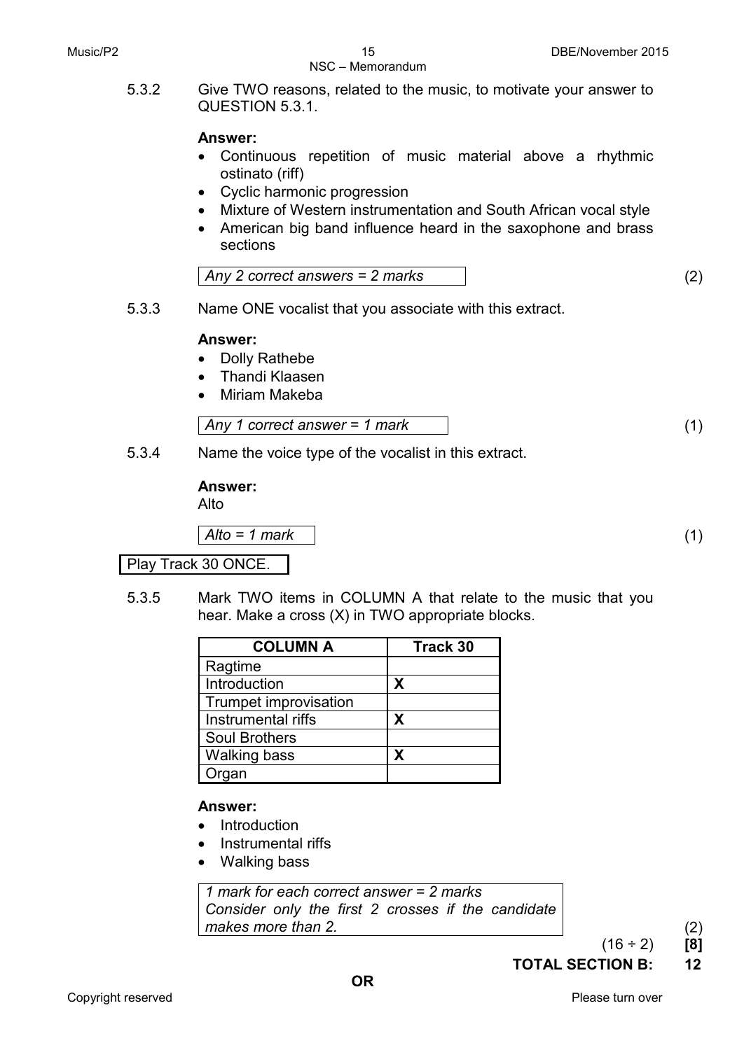5.3.2 Give TWO reasons, related to the music, to motivate your answer to QUESTION 5.3.1.

**Answer:**

- Continuous repetition of music material above a rhythmic ostinato (riff)
- Cyclic harmonic progression
- Mixture of Western instrumentation and South African vocal style
- American big band influence heard in the saxophone and brass sections

*Any 2 correct answers = 2 marks* (2)

5.3.3 Name ONE vocalist that you associate with this extract.

**Answer:**

- Dolly Rathebe
- Thandi Klaasen
- Miriam Makeba

*Any 1 correct answer = 1 mark* (1)

5.3.4 Name the voice type of the vocalist in this extract.

**Answer:**
Alto

*Alto = 1 mark* (1)

Play Track 30 ONCE.

5.3.5 Mark TWO items in COLUMN A that relate to the music that you hear. Make a cross (X) in TWO appropriate blocks.

| COLUMN A | Track 30 |
|---|---|
| Ragtime | |
| Introduction | X |
| Trumpet improvisation | |
| Instrumental riffs | X |
| Soul Brothers | |
| Walking bass | X |
| Organ | |

**Answer:**

- Introduction
- Instrumental riffs
- Walking bass

*1 mark for each correct answer = 2 marks*
*Consider only the first 2 crosses if the candidate makes more than 2.* (2)

(16 ÷ 2) **[8]**

**TOTAL SECTION B: 12**

**OR**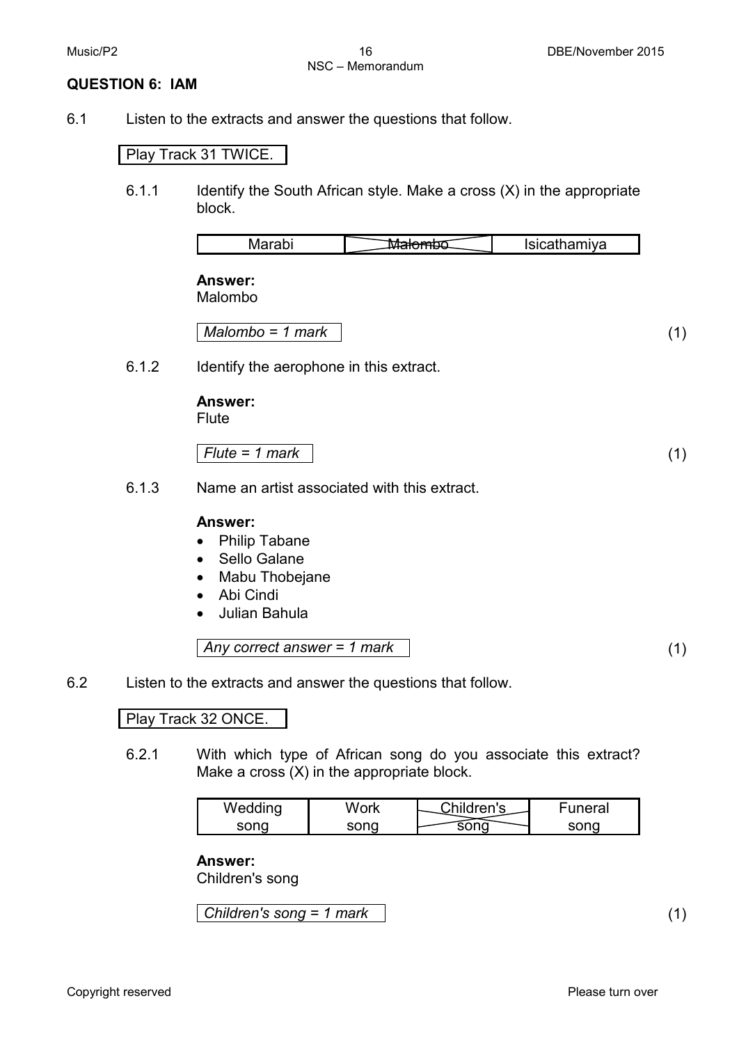## QUESTION 6: IAM

6.1 Listen to the extracts and answer the questions that follow.

Play Track 31 TWICE.

6.1.1 Identify the South African style. Make a cross (X) in the appropriate block.

| Marabi | ~~Malombo~~ (X) | Isicathamiya |
|---|---|---|

**Answer:**
Malombo

*Malombo = 1 mark* (1)

6.1.2 Identify the aerophone in this extract.

**Answer:**
Flute

*Flute = 1 mark* (1)

6.1.3 Name an artist associated with this extract.

**Answer:**

- Philip Tabane
- Sello Galane
- Mabu Thobejane
- Abi Cindi
- Julian Bahula

*Any correct answer = 1 mark* (1)

6.2 Listen to the extracts and answer the questions that follow.

Play Track 32 ONCE.

6.2.1 With which type of African song do you associate this extract? Make a cross (X) in the appropriate block.

| Wedding song | Work song | ~~Children's song~~ (X) | Funeral song |
|---|---|---|---|

**Answer:**
Children's song

*Children's song = 1 mark* (1)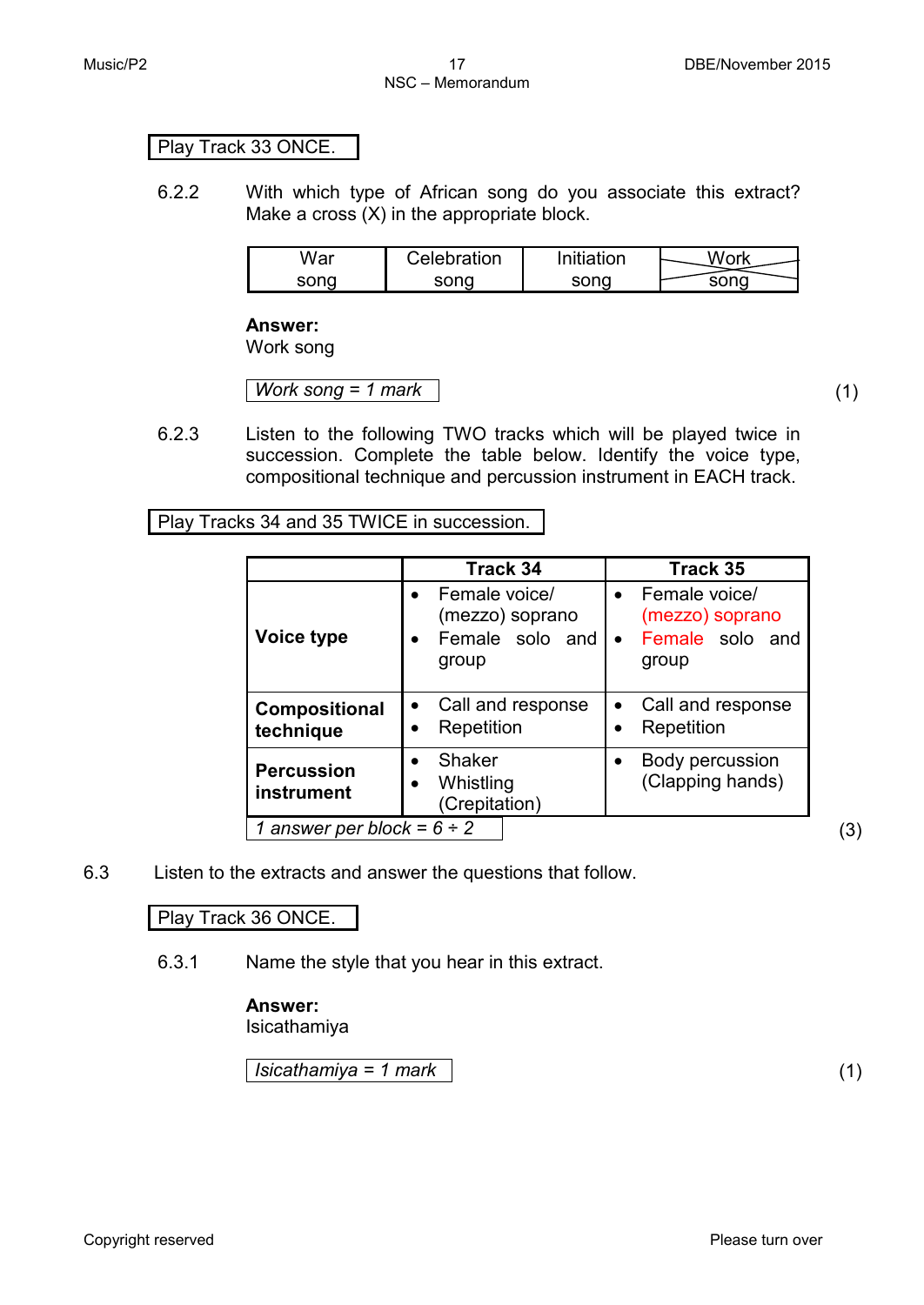Play Track 33 ONCE.

6.2.2 With which type of African song do you associate this extract? Make a cross (X) in the appropriate block.

| War song | Celebration song | Initiation song | Work song (X) |
|---|---|---|---|

**Answer:**
Work song

*Work song = 1 mark* (1)

6.2.3 Listen to the following TWO tracks which will be played twice in succession. Complete the table below. Identify the voice type, compositional technique and percussion instrument in EACH track.

Play Tracks 34 and 35 TWICE in succession.

| | Track 34 | Track 35 |
|---|---|---|
| **Voice type** | • Female voice/ (mezzo) soprano<br>• Female solo and group | • Female voice/ (mezzo) soprano<br>• Female solo and group |
| **Compositional technique** | • Call and response<br>• Repetition | • Call and response<br>• Repetition |
| **Percussion instrument** | • Shaker<br>• Whistling (Crepitation) | • Body percussion (Clapping hands) |

*1 answer per block = 6 ÷ 2* (3)

6.3 Listen to the extracts and answer the questions that follow.

Play Track 36 ONCE.

6.3.1 Name the style that you hear in this extract.

**Answer:**
Isicathamiya

*Isicathamiya = 1 mark* (1)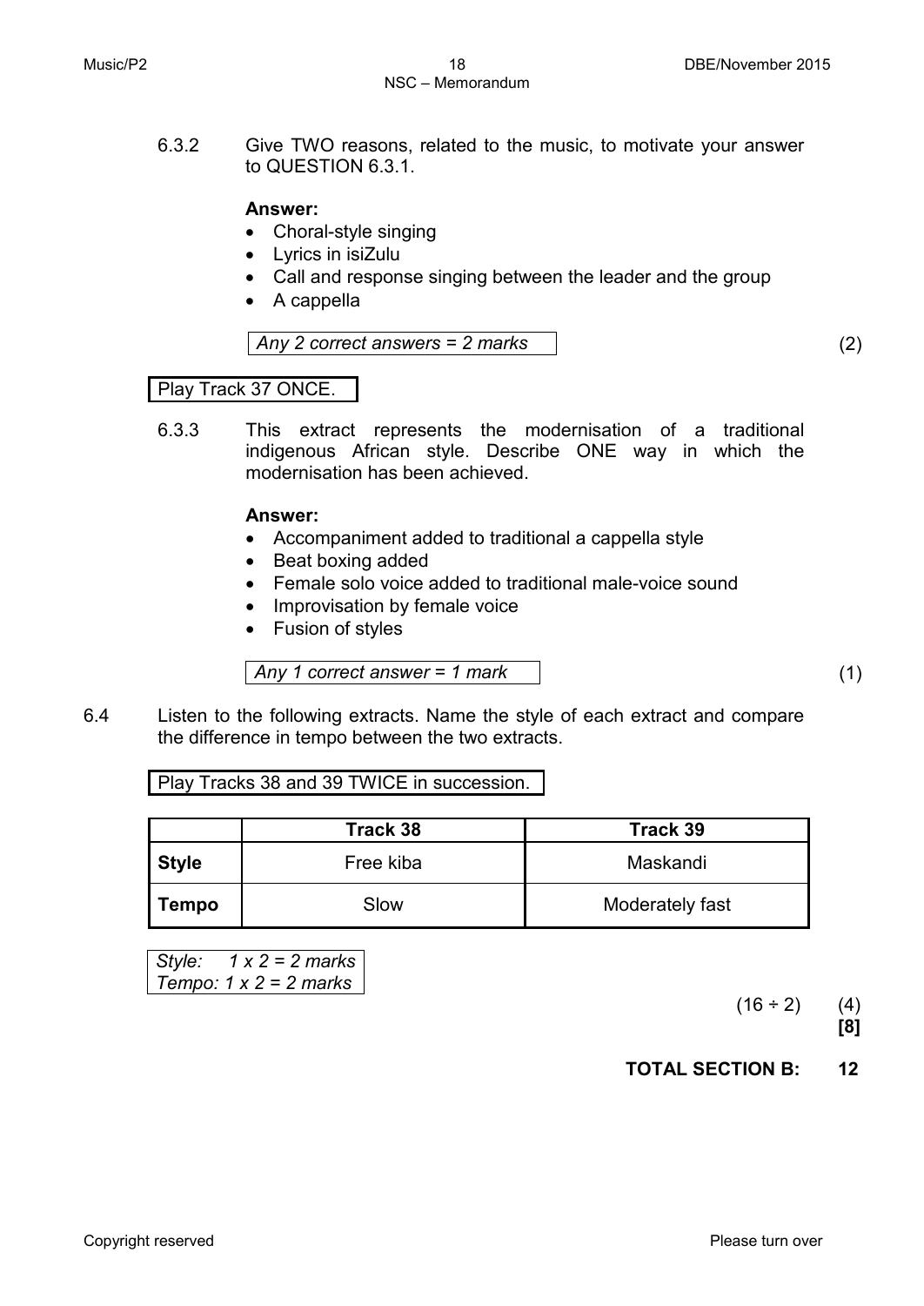6.3.2 Give TWO reasons, related to the music, to motivate your answer to QUESTION 6.3.1.

**Answer:**

- Choral-style singing
- Lyrics in isiZulu
- Call and response singing between the leader and the group
- A cappella

*Any 2 correct answers = 2 marks* (2)

Play Track 37 ONCE.

6.3.3 This extract represents the modernisation of a traditional indigenous African style. Describe ONE way in which the modernisation has been achieved.

**Answer:**

- Accompaniment added to traditional a cappella style
- Beat boxing added
- Female solo voice added to traditional male-voice sound
- Improvisation by female voice
- Fusion of styles

*Any 1 correct answer = 1 mark* (1)

6.4 Listen to the following extracts. Name the style of each extract and compare the difference in tempo between the two extracts.

Play Tracks 38 and 39 TWICE in succession.

| | Track 38 | Track 39 |
|---|---|---|
| **Style** | Free kiba | Maskandi |
| **Tempo** | Slow | Moderately fast |

*Style: 1 x 2 = 2 marks*
*Tempo: 1 x 2 = 2 marks*

(16 ÷ 2) (4)
**[8]**

**TOTAL SECTION B: 12**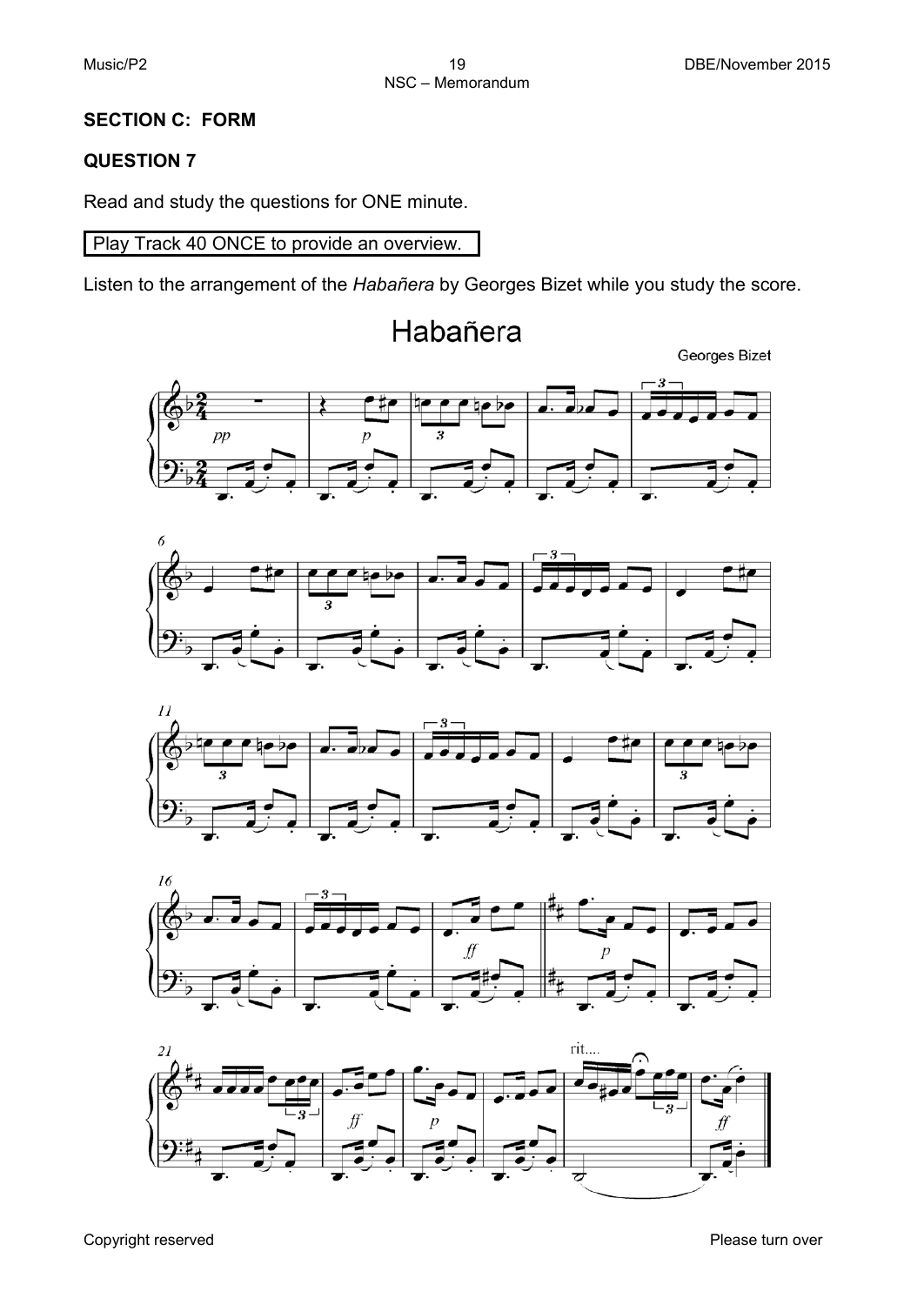## SECTION C: FORM

### QUESTION 7

Read and study the questions for ONE minute.

| Play Track 40 ONCE to provide an overview. |
|---|

Listen to the arrangement of the *Habañera* by Georges Bizet while you study the score.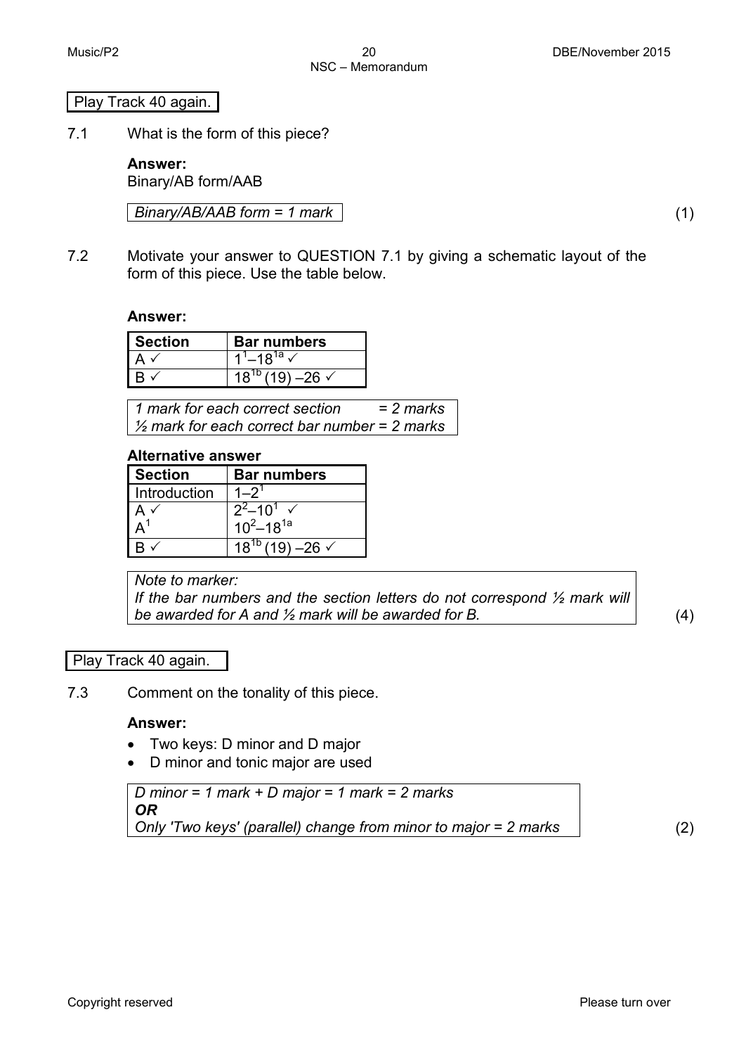Play Track 40 again.

7.1 What is the form of this piece?

**Answer:**
Binary/AB form/AAB

*Binary/AB/AAB form = 1 mark* (1)

7.2 Motivate your answer to QUESTION 7.1 by giving a schematic layout of the form of this piece. Use the table below.

**Answer:**

| Section | Bar numbers |
|---|---|
| A ✓ | $1^1$–$18^{1a}$ ✓ |
| B ✓ | $18^{1b}$ (19) –26 ✓ |

*1 mark for each correct section = 2 marks*
*½ mark for each correct bar number = 2 marks*

**Alternative answer**

| Section | Bar numbers |
|---|---|
| Introduction | 1–$2^1$ |
| A ✓<br>$A^1$ | $2^2$–$10^1$ ✓<br>$10^2$–$18^{1a}$ |
| B ✓ | $18^{1b}$ (19) –26 ✓ |

*Note to marker:*
*If the bar numbers and the section letters do not correspond ½ mark will be awarded for A and ½ mark will be awarded for B.* (4)

Play Track 40 again.

7.3 Comment on the tonality of this piece.

**Answer:**

- Two keys: D minor and D major
- D minor and tonic major are used

*D minor = 1 mark + D major = 1 mark = 2 marks*
***OR***
*Only 'Two keys' (parallel) change from minor to major = 2 marks* (2)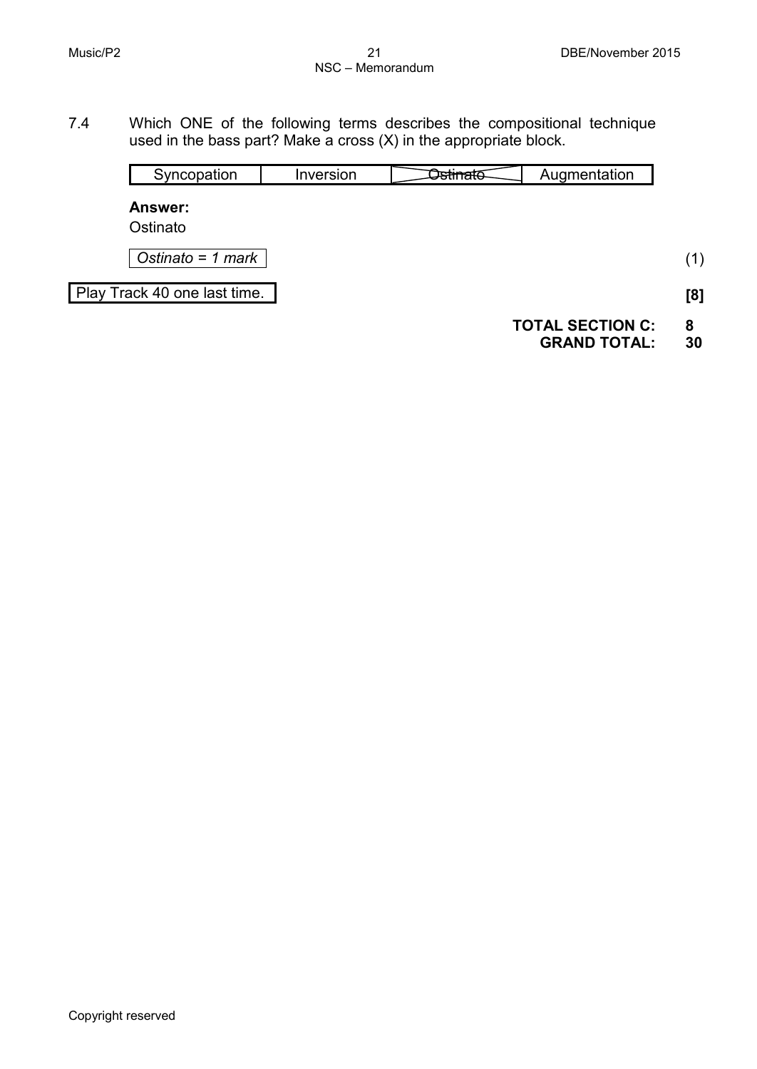7.4 Which ONE of the following terms describes the compositional technique used in the bass part? Make a cross (X) in the appropriate block.

| | | | |
|---|---|---|---|
| Syncopation | Inversion | ~~Ostinato~~ (X) | Augmentation |

**Answer:**
Ostinato

*Ostinato = 1 mark* (1)

Play Track 40 one last time. **[8]**

**TOTAL SECTION C: 8**
**GRAND TOTAL: 30**

Copyright reserved